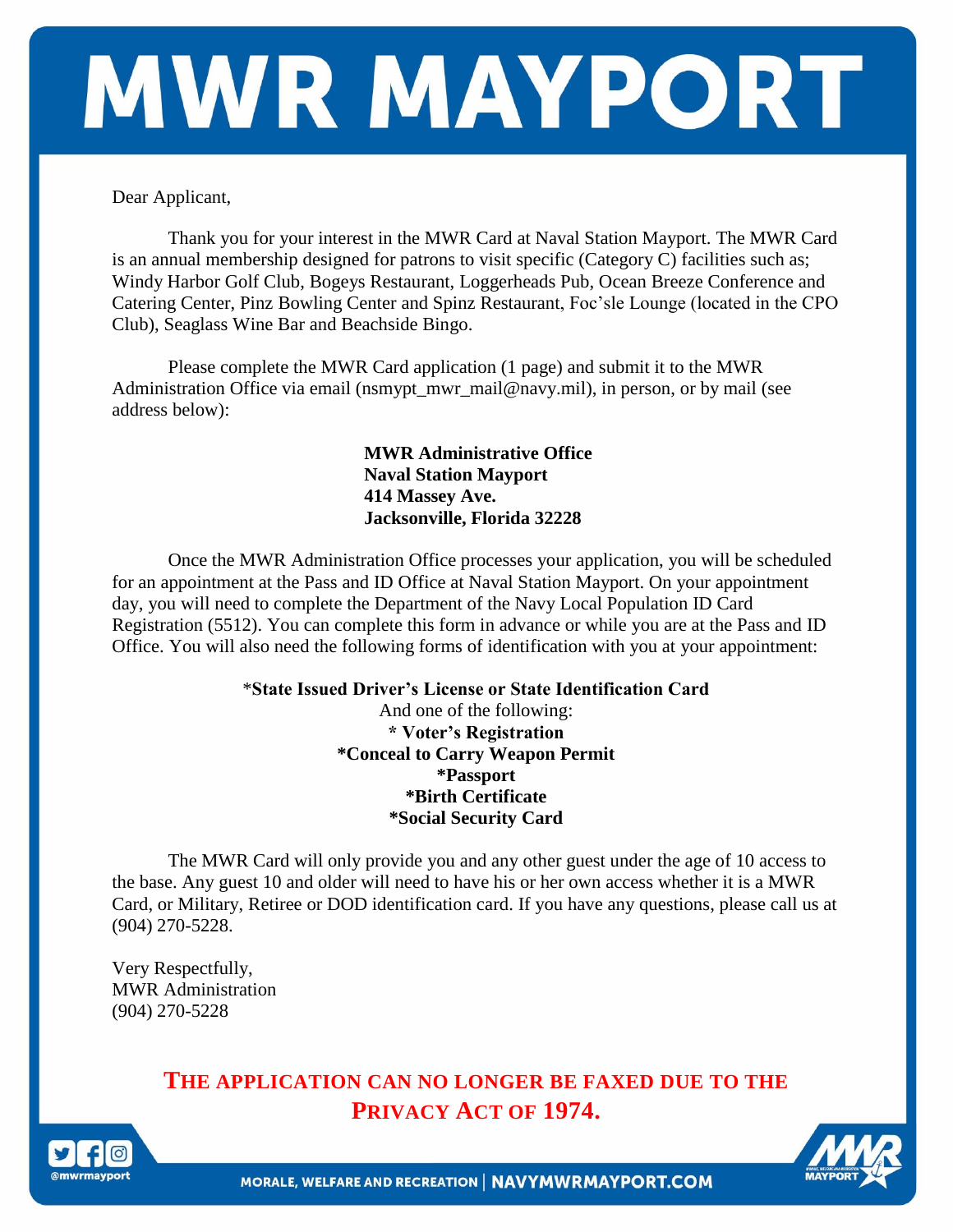# MWR MAYPORT

Dear Applicant,

Thank you for your interest in the MWR Card at Naval Station Mayport. The MWR Card is an annual membership designed for patrons to visit specific (Category C) facilities such as; Windy Harbor Golf Club, Bogeys Restaurant, Loggerheads Pub, Ocean Breeze Conference and Catering Center, Pinz Bowling Center and Spinz Restaurant, Foc'sle Lounge (located in the CPO Club), Seaglass Wine Bar and Beachside Bingo.

Please complete the MWR Card application (1 page) and submit it to the MWR Administration Office via email (nsmypt_mwr_mail@navy.mil), in person, or by mail (see address below):

**MWR Administrative Office**
**Naval Station Mayport**
**414 Massey Ave.**
**Jacksonville, Florida 32228**

Once the MWR Administration Office processes your application, you will be scheduled for an appointment at the Pass and ID Office at Naval Station Mayport. On your appointment day, you will need to complete the Department of the Navy Local Population ID Card Registration (5512). You can complete this form in advance or while you are at the Pass and ID Office. You will also need the following forms of identification with you at your appointment:

\***State Issued Driver's License or State Identification Card**
And one of the following:
**\* Voter's Registration**
**\*Conceal to Carry Weapon Permit**
**\*Passport**
**\*Birth Certificate**
**\*Social Security Card**

The MWR Card will only provide you and any other guest under the age of 10 access to the base. Any guest 10 and older will need to have his or her own access whether it is a MWR Card, or Military, Retiree or DOD identification card. If you have any questions, please call us at (904) 270-5228.

Very Respectfully,
MWR Administration
(904) 270-5228

**THE APPLICATION CAN NO LONGER BE FAXED DUE TO THE PRIVACY ACT OF 1974.**

@mwrmayport

MORALE, WELFARE AND RECREATION | NAVYMWRMAYPORT.COM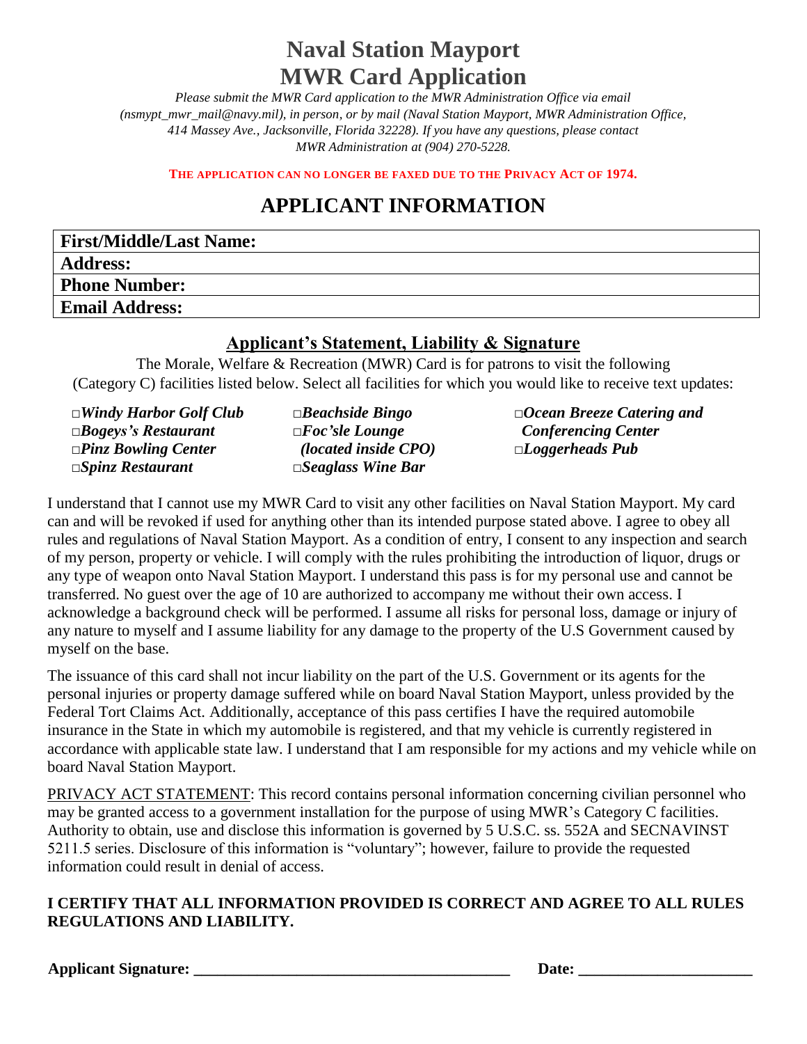# Naval Station Mayport
# MWR Card Application

*Please submit the MWR Card application to the MWR Administration Office via email (nsmypt_mwr_mail@navy.mil), in person, or by mail (Naval Station Mayport, MWR Administration Office, 414 Massey Ave., Jacksonville, Florida 32228). If you have any questions, please contact MWR Administration at (904) 270-5228.*

**THE APPLICATION CAN NO LONGER BE FAXED DUE TO THE PRIVACY ACT OF 1974.**

## APPLICANT INFORMATION

| | |
|---|---|
| **First/Middle/Last Name:** | |
| **Address:** | |
| **Phone Number:** | |
| **Email Address:** | |

### Applicant's Statement, Liability & Signature

The Morale, Welfare & Recreation (MWR) Card is for patrons to visit the following (Category C) facilities listed below. Select all facilities for which you would like to receive text updates:

- □ ***Windy Harbor Golf Club***
- □ ***Bogeys's Restaurant***
- □ ***Pinz Bowling Center***
- □ ***Spinz Restaurant***
- □ ***Beachside Bingo***
- □ ***Foc'sle Lounge (located inside CPO)***
- □ ***Seaglass Wine Bar***
- □ ***Ocean Breeze Catering and Conferencing Center***
- □ ***Loggerheads Pub***

I understand that I cannot use my MWR Card to visit any other facilities on Naval Station Mayport. My card can and will be revoked if used for anything other than its intended purpose stated above. I agree to obey all rules and regulations of Naval Station Mayport. As a condition of entry, I consent to any inspection and search of my person, property or vehicle. I will comply with the rules prohibiting the introduction of liquor, drugs or any type of weapon onto Naval Station Mayport. I understand this pass is for my personal use and cannot be transferred. No guest over the age of 10 are authorized to accompany me without their own access. I acknowledge a background check will be performed. I assume all risks for personal loss, damage or injury of any nature to myself and I assume liability for any damage to the property of the U.S Government caused by myself on the base.

The issuance of this card shall not incur liability on the part of the U.S. Government or its agents for the personal injuries or property damage suffered while on board Naval Station Mayport, unless provided by the Federal Tort Claims Act. Additionally, acceptance of this pass certifies I have the required automobile insurance in the State in which my automobile is registered, and that my vehicle is currently registered in accordance with applicable state law. I understand that I am responsible for my actions and my vehicle while on board Naval Station Mayport.

PRIVACY ACT STATEMENT: This record contains personal information concerning civilian personnel who may be granted access to a government installation for the purpose of using MWR's Category C facilities. Authority to obtain, use and disclose this information is governed by 5 U.S.C. ss. 552A and SECNAVINST 5211.5 series. Disclosure of this information is "voluntary"; however, failure to provide the requested information could result in denial of access.

**I CERTIFY THAT ALL INFORMATION PROVIDED IS CORRECT AND AGREE TO ALL RULES REGULATIONS AND LIABILITY.**

**Applicant Signature:** ________________________________________ **Date:** ______________________